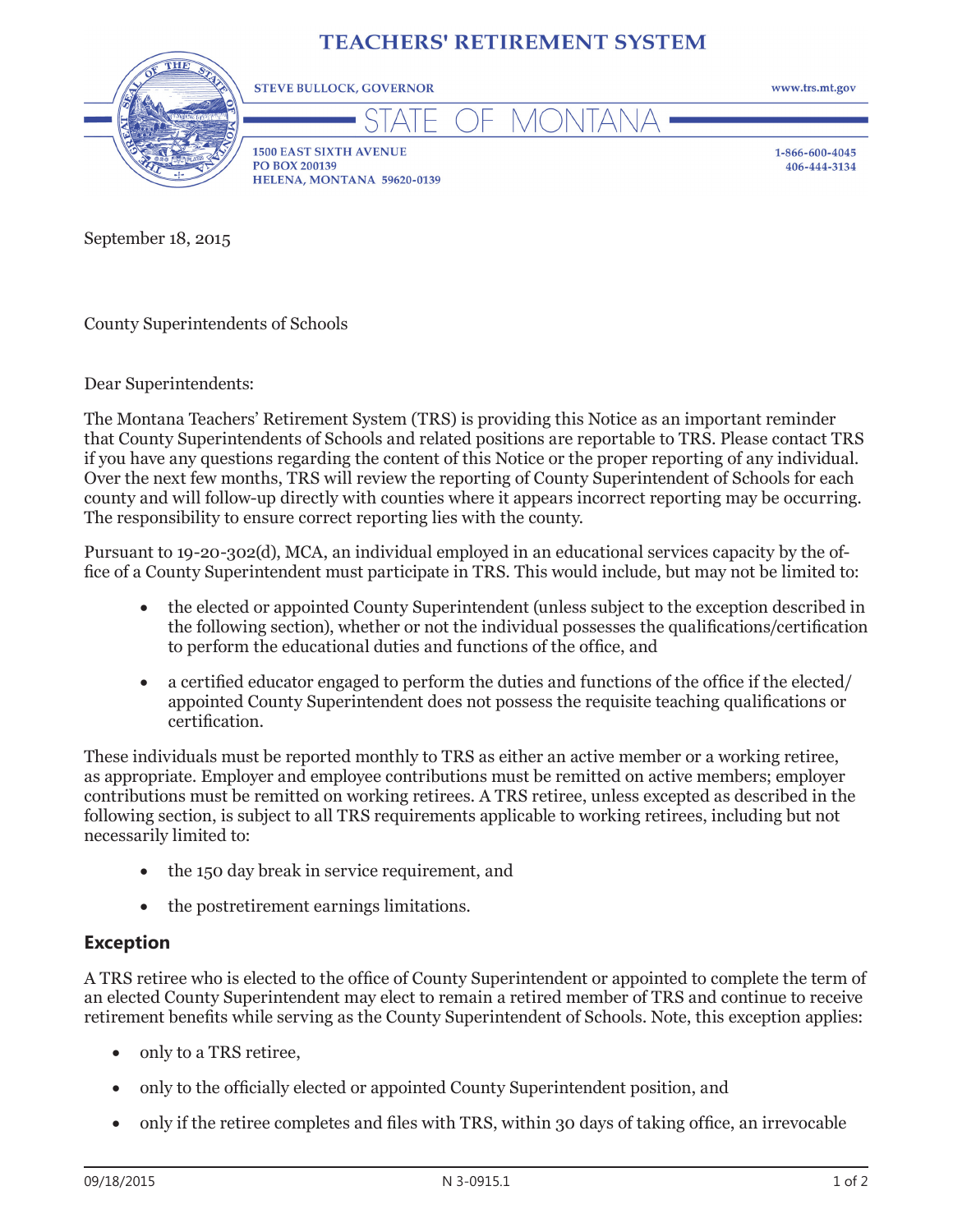# TEACHERS' RETIREMENT SYSTEM

STEVE BULLOCK, GOVERNOR

www.trs.mt.gov

STATE OF MONTANA

1500 EAST SIXTH AVENUE
PO BOX 200139
HELENA, MONTANA 59620-0139

1-866-600-4045
406-444-3134

September 18, 2015

County Superintendents of Schools

Dear Superintendents:

The Montana Teachers' Retirement System (TRS) is providing this Notice as an important reminder that County Superintendents of Schools and related positions are reportable to TRS. Please contact TRS if you have any questions regarding the content of this Notice or the proper reporting of any individual. Over the next few months, TRS will review the reporting of County Superintendent of Schools for each county and will follow-up directly with counties where it appears incorrect reporting may be occurring. The responsibility to ensure correct reporting lies with the county.

Pursuant to 19-20-302(d), MCA, an individual employed in an educational services capacity by the office of a County Superintendent must participate in TRS. This would include, but may not be limited to:

- the elected or appointed County Superintendent (unless subject to the exception described in the following section), whether or not the individual possesses the qualifications/certification to perform the educational duties and functions of the office, and
- a certified educator engaged to perform the duties and functions of the office if the elected/appointed County Superintendent does not possess the requisite teaching qualifications or certification.

These individuals must be reported monthly to TRS as either an active member or a working retiree, as appropriate. Employer and employee contributions must be remitted on active members; employer contributions must be remitted on working retirees. A TRS retiree, unless excepted as described in the following section, is subject to all TRS requirements applicable to working retirees, including but not necessarily limited to:

- the 150 day break in service requirement, and
- the postretirement earnings limitations.

## Exception

A TRS retiree who is elected to the office of County Superintendent or appointed to complete the term of an elected County Superintendent may elect to remain a retired member of TRS and continue to receive retirement benefits while serving as the County Superintendent of Schools. Note, this exception applies:

- only to a TRS retiree,
- only to the officially elected or appointed County Superintendent position, and
- only if the retiree completes and files with TRS, within 30 days of taking office, an irrevocable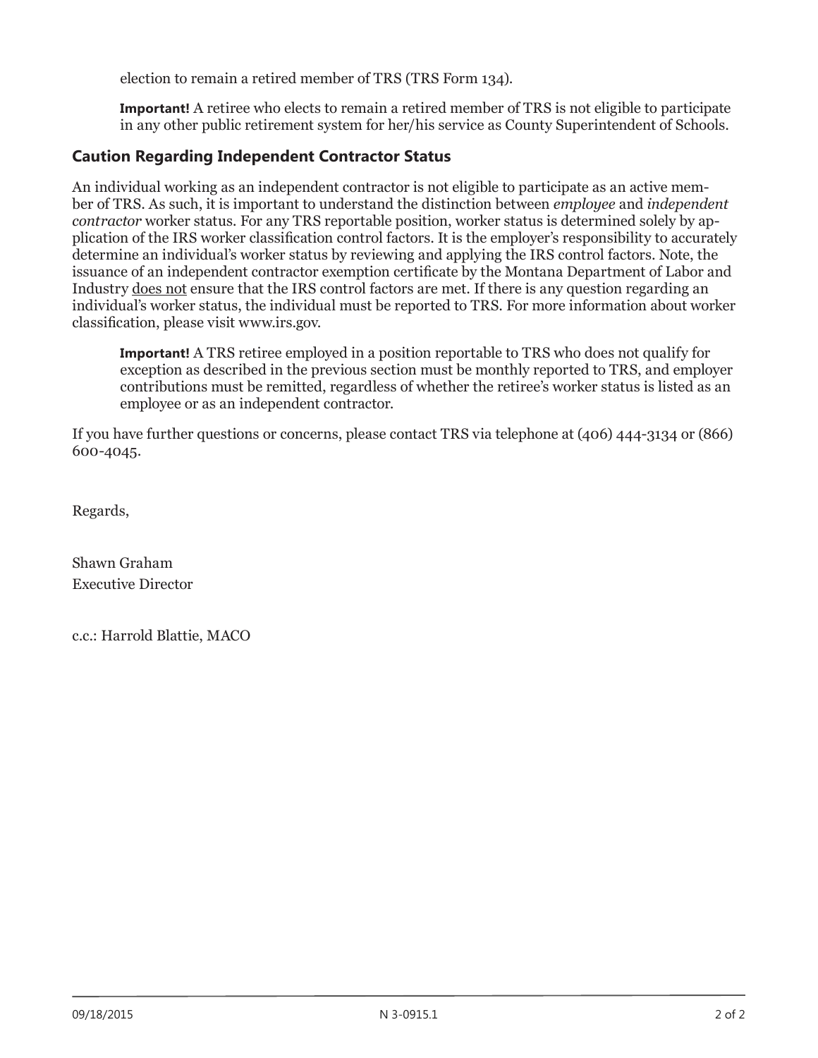election to remain a retired member of TRS (TRS Form 134).

> **Important!** A retiree who elects to remain a retired member of TRS is not eligible to participate in any other public retirement system for her/his service as County Superintendent of Schools.

## Caution Regarding Independent Contractor Status

An individual working as an independent contractor is not eligible to participate as an active member of TRS. As such, it is important to understand the distinction between *employee* and *independent contractor* worker status. For any TRS reportable position, worker status is determined solely by application of the IRS worker classification control factors. It is the employer's responsibility to accurately determine an individual's worker status by reviewing and applying the IRS control factors. Note, the issuance of an independent contractor exemption certificate by the Montana Department of Labor and Industry <u>does not</u> ensure that the IRS control factors are met. If there is any question regarding an individual's worker status, the individual must be reported to TRS. For more information about worker classification, please visit www.irs.gov.

> **Important!** A TRS retiree employed in a position reportable to TRS who does not qualify for exception as described in the previous section must be monthly reported to TRS, and employer contributions must be remitted, regardless of whether the retiree's worker status is listed as an employee or as an independent contractor.

If you have further questions or concerns, please contact TRS via telephone at (406) 444-3134 or (866) 600-4045.

Regards,

Shawn Graham
Executive Director

c.c.: Harrold Blattie, MACO